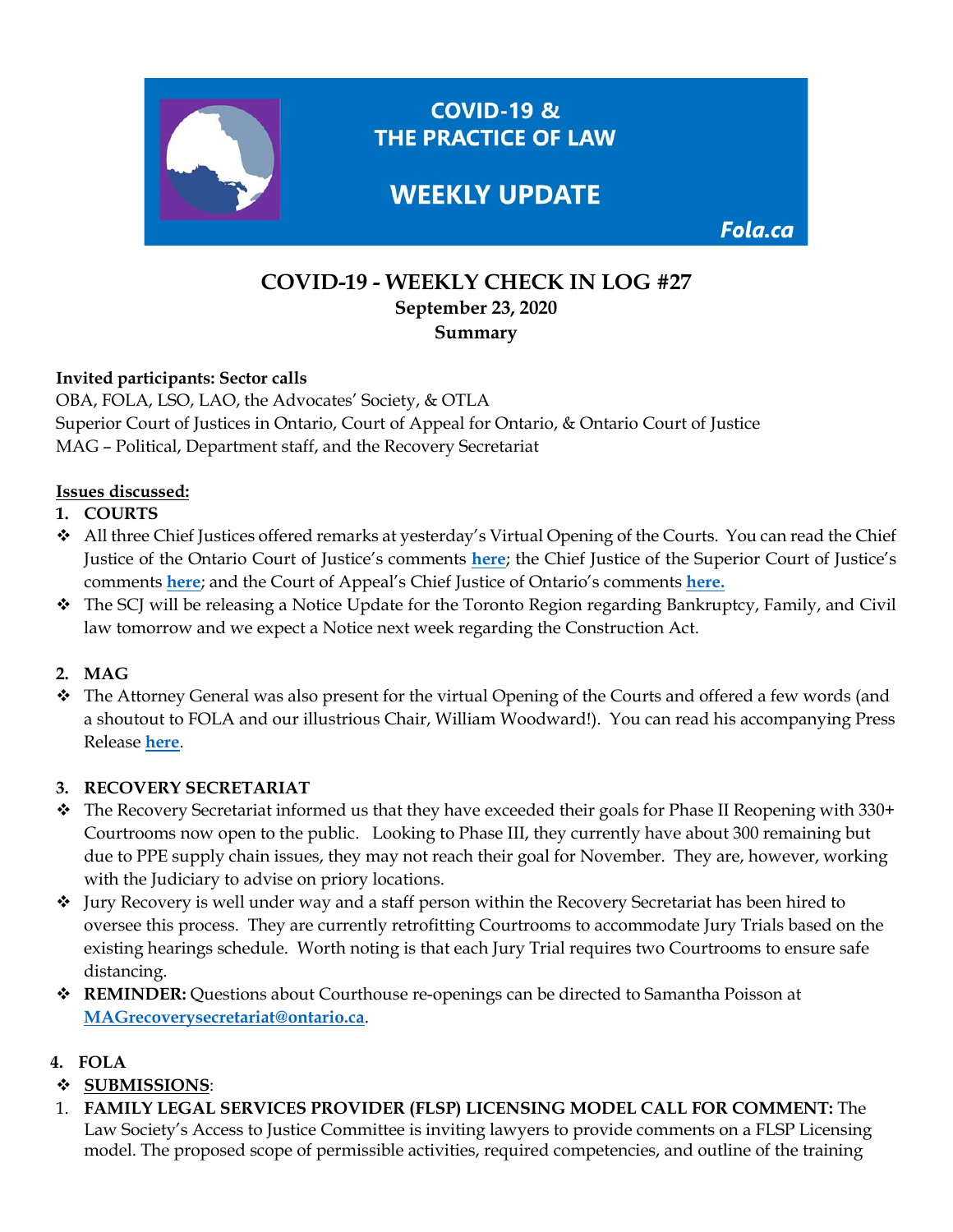COVID-19 & THE PRACTICE OF LAW

WEEKLY UPDATE

Fola.ca

# COVID-19 - WEEKLY CHECK IN LOG #27

**September 23, 2020**

**Summary**

**Invited participants: Sector calls**

OBA, FOLA, LSO, LAO, the Advocates' Society, & OTLA
Superior Court of Justices in Ontario, Court of Appeal for Ontario, & Ontario Court of Justice
MAG – Political, Department staff, and the Recovery Secretariat

**Issues discussed:**

1. **COURTS**

- All three Chief Justices offered remarks at yesterday's Virtual Opening of the Courts. You can read the Chief Justice of the Ontario Court of Justice's comments **here**; the Chief Justice of the Superior Court of Justice's comments **here**; and the Court of Appeal's Chief Justice of Ontario's comments **here.**
- The SCJ will be releasing a Notice Update for the Toronto Region regarding Bankruptcy, Family, and Civil law tomorrow and we expect a Notice next week regarding the Construction Act.

2. **MAG**

- The Attorney General was also present for the virtual Opening of the Courts and offered a few words (and a shoutout to FOLA and our illustrious Chair, William Woodward!). You can read his accompanying Press Release **here**.

3. **RECOVERY SECRETARIAT**

- The Recovery Secretariat informed us that they have exceeded their goals for Phase II Reopening with 330+ Courtrooms now open to the public. Looking to Phase III, they currently have about 300 remaining but due to PPE supply chain issues, they may not reach their goal for November. They are, however, working with the Judiciary to advise on priory locations.
- Jury Recovery is well under way and a staff person within the Recovery Secretariat has been hired to oversee this process. They are currently retrofitting Courtrooms to accommodate Jury Trials based on the existing hearings schedule. Worth noting is that each Jury Trial requires two Courtrooms to ensure safe distancing.
- **REMINDER:** Questions about Courthouse re-openings can be directed to Samantha Poisson at **MAGrecoverysecretariat@ontario.ca**.

4. **FOLA**

- **SUBMISSIONS**:

1. **FAMILY LEGAL SERVICES PROVIDER (FLSP) LICENSING MODEL CALL FOR COMMENT:** The Law Society's Access to Justice Committee is inviting lawyers to provide comments on a FLSP Licensing model. The proposed scope of permissible activities, required competencies, and outline of the training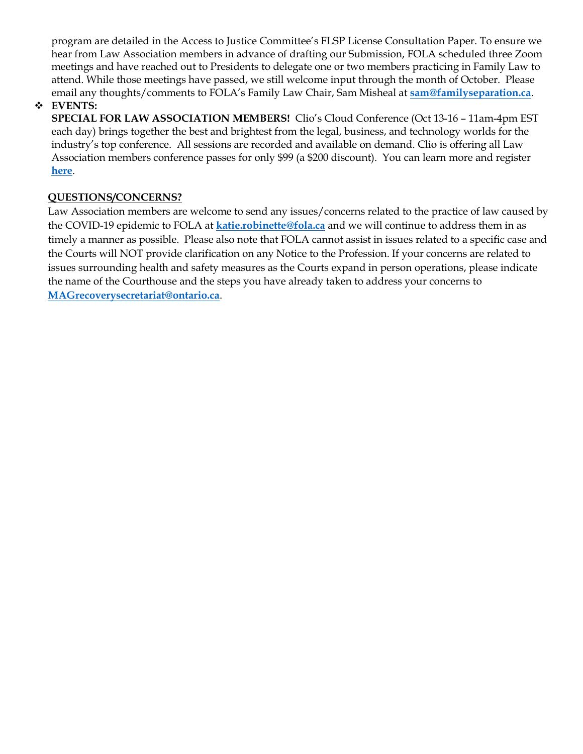program are detailed in the Access to Justice Committee's FLSP License Consultation Paper. To ensure we hear from Law Association members in advance of drafting our Submission, FOLA scheduled three Zoom meetings and have reached out to Presidents to delegate one or two members practicing in Family Law to attend. While those meetings have passed, we still welcome input through the month of October. Please email any thoughts/comments to FOLA's Family Law Chair, Sam Misheal at **sam@familyseparation.ca**.

- **EVENTS:**
  **SPECIAL FOR LAW ASSOCIATION MEMBERS!** Clio's Cloud Conference (Oct 13-16 – 11am-4pm EST each day) brings together the best and brightest from the legal, business, and technology worlds for the industry's top conference. All sessions are recorded and available on demand. Clio is offering all Law Association members conference passes for only $99 (a $200 discount). You can learn more and register **here**.

**QUESTIONS/CONCERNS?**

Law Association members are welcome to send any issues/concerns related to the practice of law caused by the COVID-19 epidemic to FOLA at **katie.robinette@fola.ca** and we will continue to address them in as timely a manner as possible. Please also note that FOLA cannot assist in issues related to a specific case and the Courts will NOT provide clarification on any Notice to the Profession. If your concerns are related to issues surrounding health and safety measures as the Courts expand in person operations, please indicate the name of the Courthouse and the steps you have already taken to address your concerns to **MAGrecoverysecretariat@ontario.ca**.